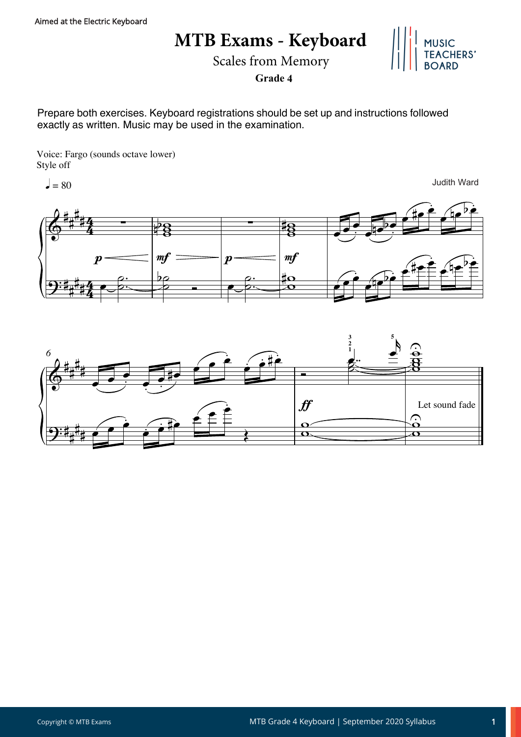Aimed at the Electric Keyboard

# MTB Exams - Keyboard

Scales from Memory

**Grade 4**

Prepare both exercises. Keyboard registrations should be set up and instructions followed exactly as written. Music may be used in the examination.

Voice: Fargo (sounds octave lower)
Style off

♩ = 80

Judith Ward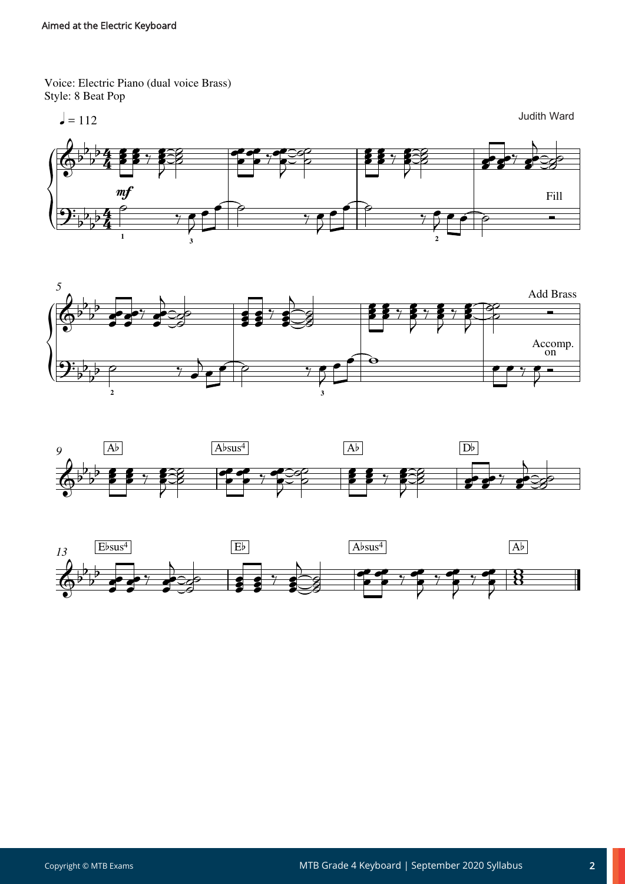Aimed at the Electric Keyboard

Voice: Electric Piano (dual voice Brass)
Style: 8 Beat Pop

♩ = 112

Judith Ward

*mf*

Fill

Add Brass

Accomp. on

A♭ | A♭sus4 | A♭ | D♭

E♭sus4 | E♭ | A♭sus4 | A♭